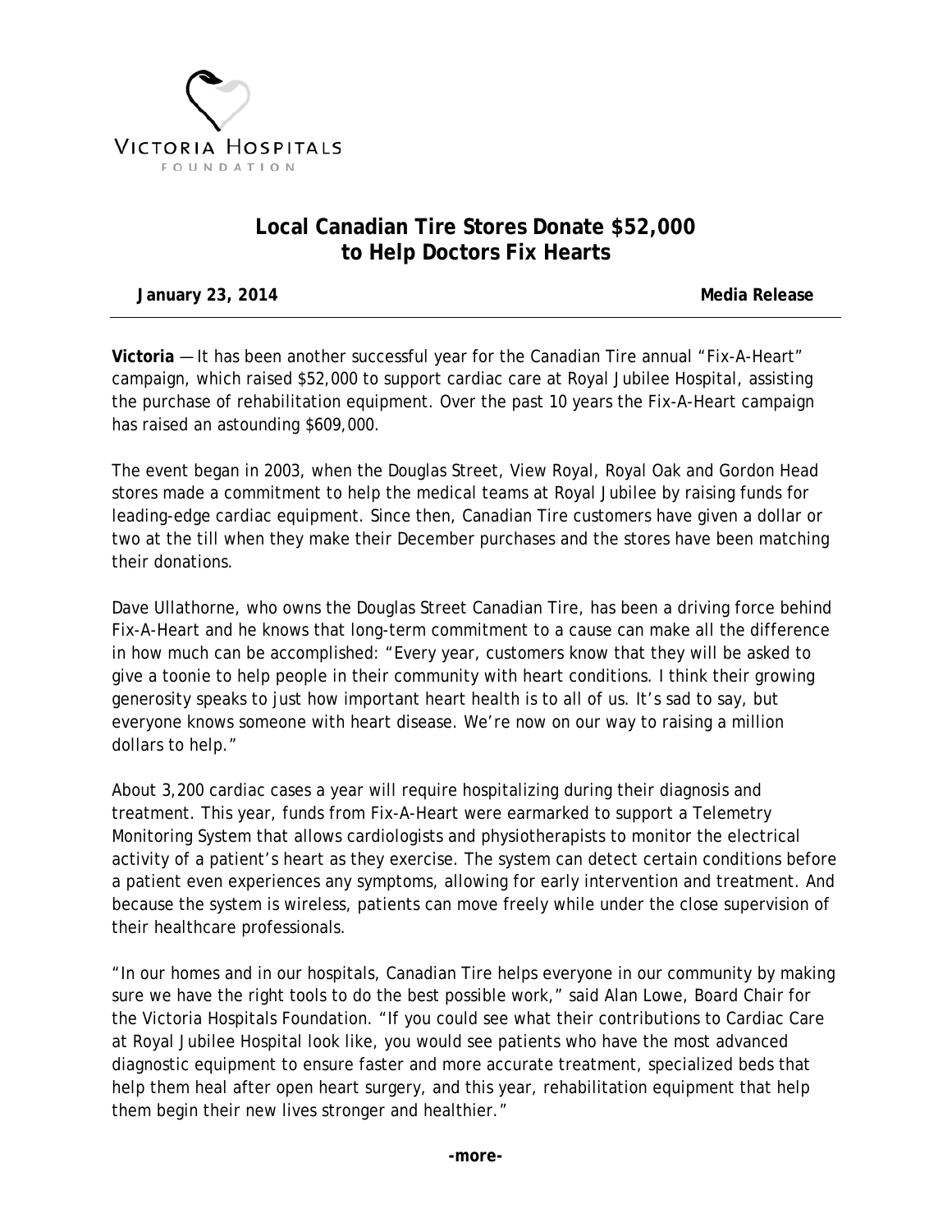VICTORIA HOSPITALS
FOUNDATION

# Local Canadian Tire Stores Donate $52,000 to Help Doctors Fix Hearts

**January 23, 2014** **Media Release**

**Victoria** — It has been another successful year for the Canadian Tire annual "Fix-A-Heart" campaign, which raised $52,000 to support cardiac care at Royal Jubilee Hospital, assisting the purchase of rehabilitation equipment. Over the past 10 years the Fix-A-Heart campaign has raised an astounding $609,000.

The event began in 2003, when the Douglas Street, View Royal, Royal Oak and Gordon Head stores made a commitment to help the medical teams at Royal Jubilee by raising funds for leading-edge cardiac equipment. Since then, Canadian Tire customers have given a dollar or two at the till when they make their December purchases and the stores have been matching their donations.

Dave Ullathorne, who owns the Douglas Street Canadian Tire, has been a driving force behind Fix-A-Heart and he knows that long-term commitment to a cause can make all the difference in how much can be accomplished: "Every year, customers know that they will be asked to give a toonie to help people in their community with heart conditions. I think their growing generosity speaks to just how important heart health is to all of us. It's sad to say, but everyone knows someone with heart disease. We're now on our way to raising a million dollars to help."

About 3,200 cardiac cases a year will require hospitalizing during their diagnosis and treatment. This year, funds from Fix-A-Heart were earmarked to support a Telemetry Monitoring System that allows cardiologists and physiotherapists to monitor the electrical activity of a patient's heart as they exercise. The system can detect certain conditions before a patient even experiences any symptoms, allowing for early intervention and treatment. And because the system is wireless, patients can move freely while under the close supervision of their healthcare professionals.

"In our homes and in our hospitals, Canadian Tire helps everyone in our community by making sure we have the right tools to do the best possible work," said Alan Lowe, Board Chair for the Victoria Hospitals Foundation. "If you could see what their contributions to Cardiac Care at Royal Jubilee Hospital look like, you would see patients who have the most advanced diagnostic equipment to ensure faster and more accurate treatment, specialized beds that help them heal after open heart surgery, and this year, rehabilitation equipment that help them begin their new lives stronger and healthier."

**-more-**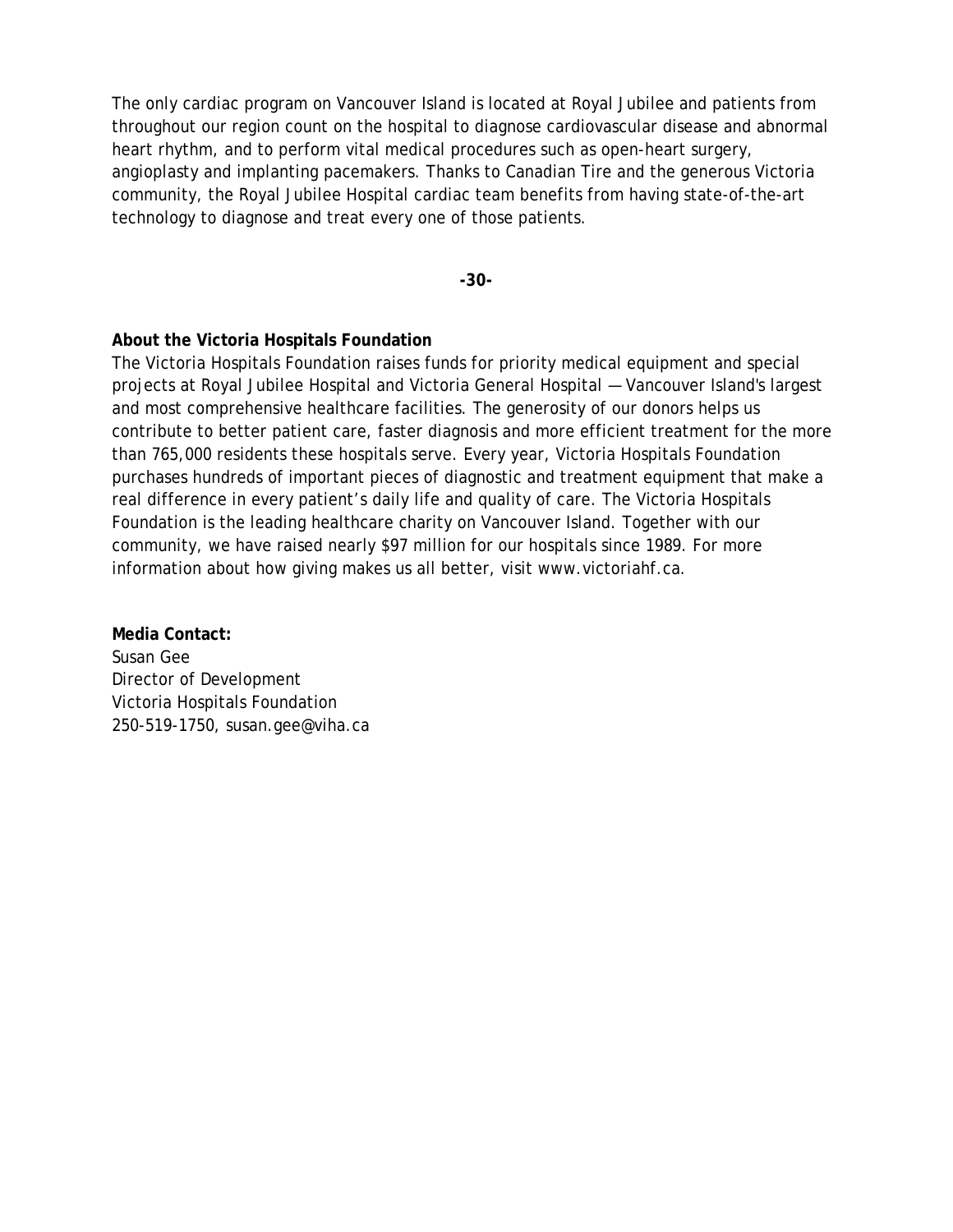The only cardiac program on Vancouver Island is located at Royal Jubilee and patients from throughout our region count on the hospital to diagnose cardiovascular disease and abnormal heart rhythm, and to perform vital medical procedures such as open-heart surgery, angioplasty and implanting pacemakers. Thanks to Canadian Tire and the generous Victoria community, the Royal Jubilee Hospital cardiac team benefits from having state-of-the-art technology to diagnose and treat every one of those patients.

**-30-**

**About the Victoria Hospitals Foundation**

The Victoria Hospitals Foundation raises funds for priority medical equipment and special projects at Royal Jubilee Hospital and Victoria General Hospital — Vancouver Island's largest and most comprehensive healthcare facilities. The generosity of our donors helps us contribute to better patient care, faster diagnosis and more efficient treatment for the more than 765,000 residents these hospitals serve. Every year, Victoria Hospitals Foundation purchases hundreds of important pieces of diagnostic and treatment equipment that make a real difference in every patient's daily life and quality of care. The Victoria Hospitals Foundation is the leading healthcare charity on Vancouver Island. Together with our community, we have raised nearly $97 million for our hospitals since 1989. For more information about how giving makes us all better, visit www.victoriahf.ca.

**Media Contact:**

Susan Gee
Director of Development
Victoria Hospitals Foundation
250-519-1750, susan.gee@viha.ca